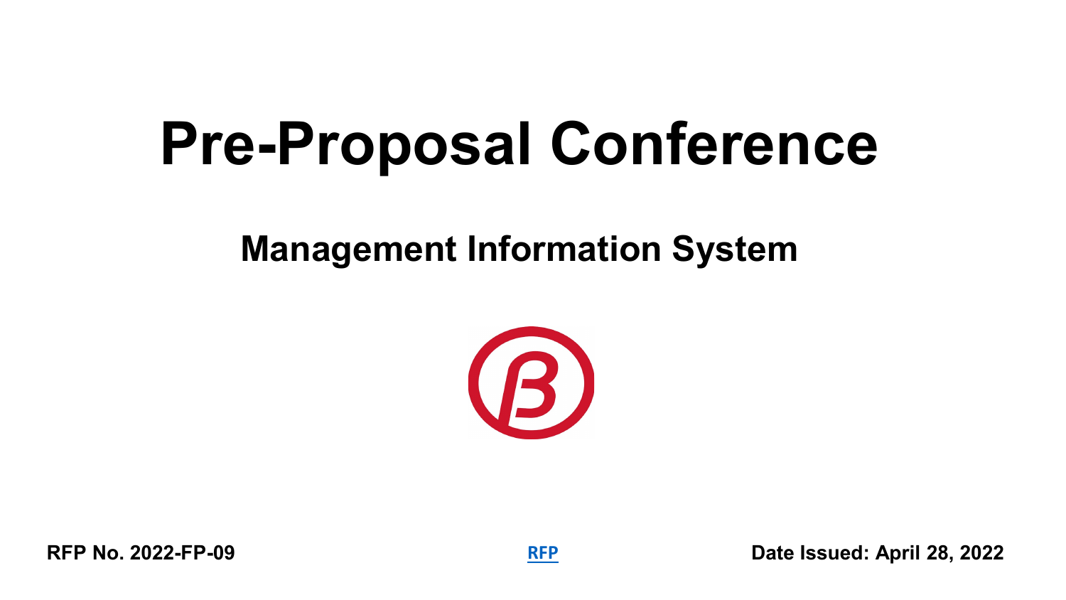# Pre-Proposal Conference

## Management Information System

**RFP No. 2022-FP-09**

[RFP]

**Date Issued: April 28, 2022**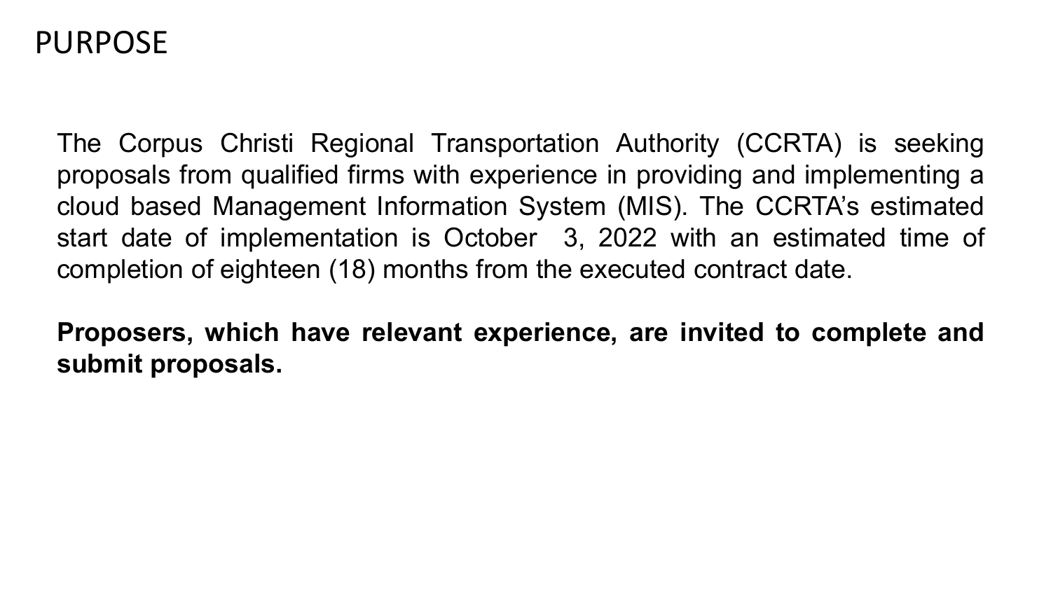# PURPOSE

The Corpus Christi Regional Transportation Authority (CCRTA) is seeking proposals from qualified firms with experience in providing and implementing a cloud based Management Information System (MIS). The CCRTA's estimated start date of implementation is October 3, 2022 with an estimated time of completion of eighteen (18) months from the executed contract date.

**Proposers, which have relevant experience, are invited to complete and submit proposals.**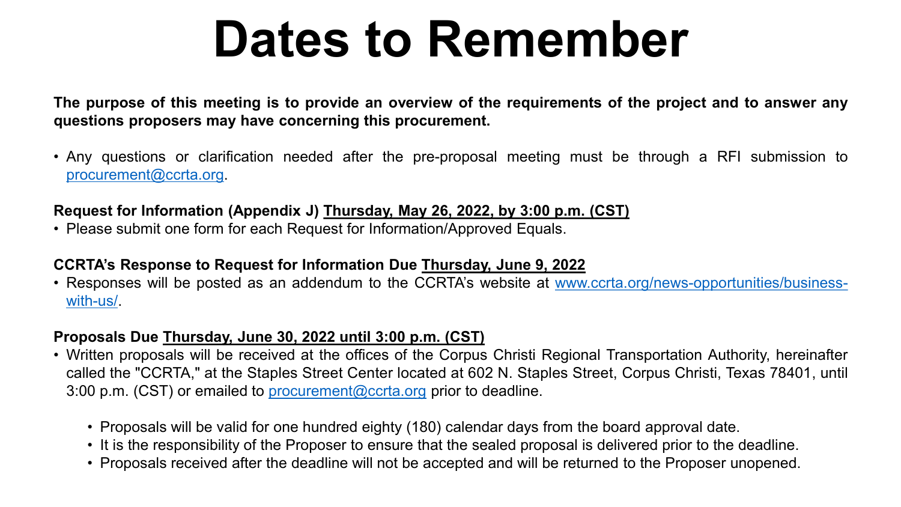# Dates to Remember

**The purpose of this meeting is to provide an overview of the requirements of the project and to answer any questions proposers may have concerning this procurement.**

- Any questions or clarification needed after the pre-proposal meeting must be through a RFI submission to procurement@ccrta.org.

**Request for Information (Appendix J) <u>Thursday, May 26, 2022, by 3:00 p.m. (CST)</u>**

- Please submit one form for each Request for Information/Approved Equals.

**CCRTA's Response to Request for Information Due <u>Thursday, June 9, 2022</u>**

- Responses will be posted as an addendum to the CCRTA's website at www.ccrta.org/news-opportunities/business-with-us/.

**Proposals Due <u>Thursday, June 30, 2022 until 3:00 p.m. (CST)</u>**

- Written proposals will be received at the offices of the Corpus Christi Regional Transportation Authority, hereinafter called the "CCRTA," at the Staples Street Center located at 602 N. Staples Street, Corpus Christi, Texas 78401, until 3:00 p.m. (CST) or emailed to procurement@ccrta.org prior to deadline.
  - Proposals will be valid for one hundred eighty (180) calendar days from the board approval date.
  - It is the responsibility of the Proposer to ensure that the sealed proposal is delivered prior to the deadline.
  - Proposals received after the deadline will not be accepted and will be returned to the Proposer unopened.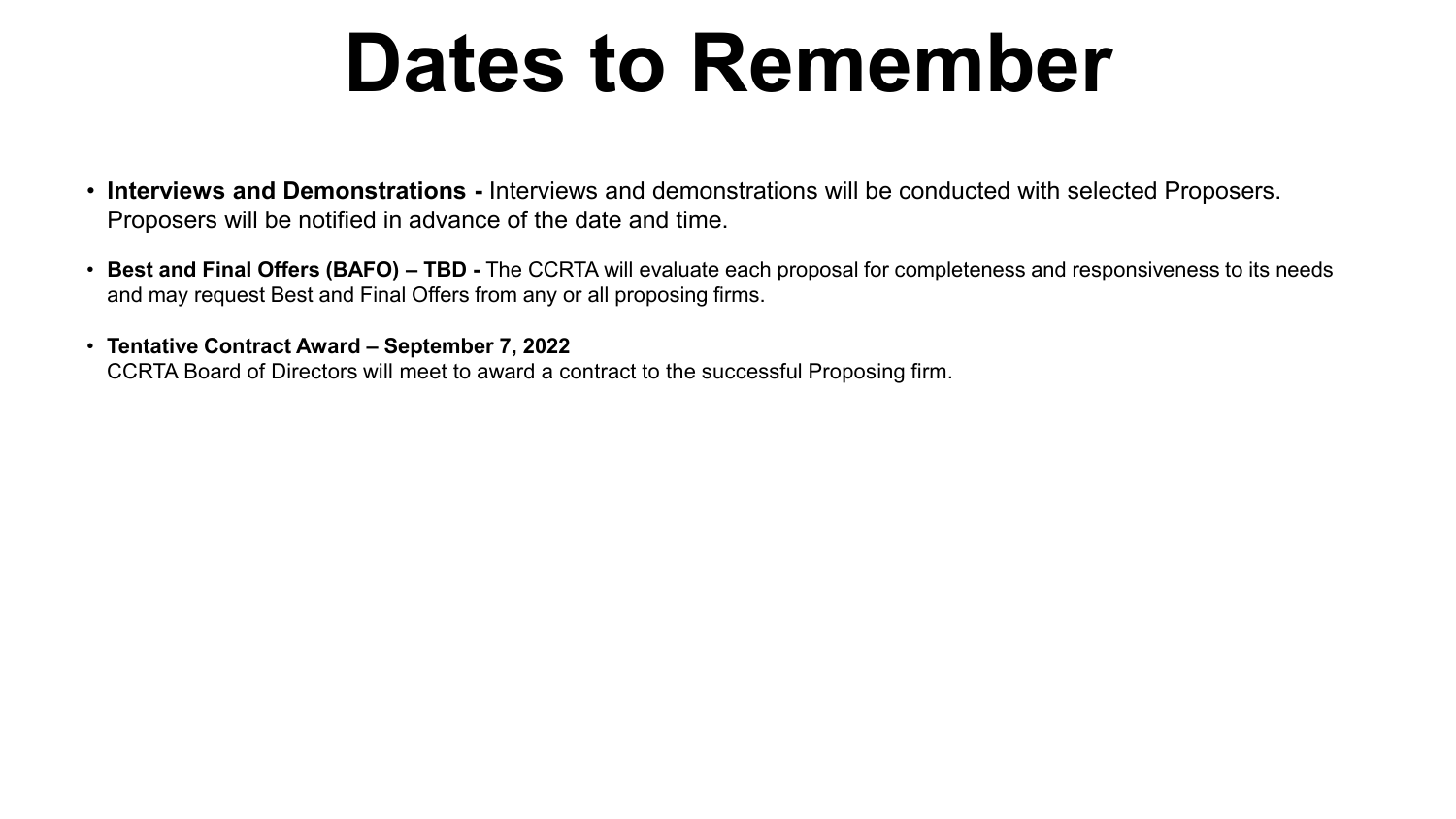# Dates to Remember

- **Interviews and Demonstrations -** Interviews and demonstrations will be conducted with selected Proposers. Proposers will be notified in advance of the date and time.
- **Best and Final Offers (BAFO) – TBD -** The CCRTA will evaluate each proposal for completeness and responsiveness to its needs and may request Best and Final Offers from any or all proposing firms.
- **Tentative Contract Award – September 7, 2022**
  CCRTA Board of Directors will meet to award a contract to the successful Proposing firm.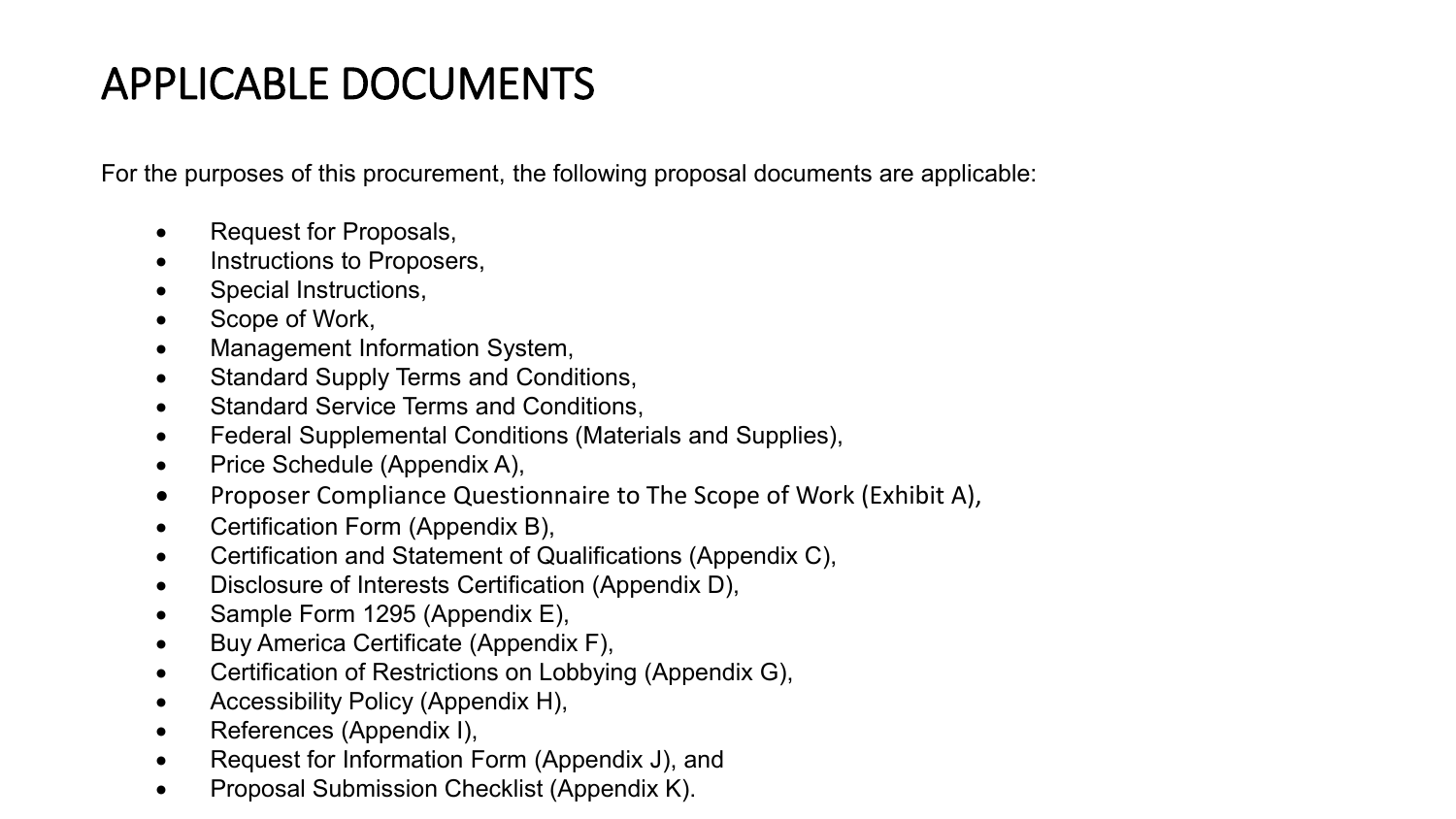# APPLICABLE DOCUMENTS

For the purposes of this procurement, the following proposal documents are applicable:

- Request for Proposals,
- Instructions to Proposers,
- Special Instructions,
- Scope of Work,
- Management Information System,
- Standard Supply Terms and Conditions,
- Standard Service Terms and Conditions,
- Federal Supplemental Conditions (Materials and Supplies),
- Price Schedule (Appendix A),
- Proposer Compliance Questionnaire to The Scope of Work (Exhibit A),
- Certification Form (Appendix B),
- Certification and Statement of Qualifications (Appendix C),
- Disclosure of Interests Certification (Appendix D),
- Sample Form 1295 (Appendix E),
- Buy America Certificate (Appendix F),
- Certification of Restrictions on Lobbying (Appendix G),
- Accessibility Policy (Appendix H),
- References (Appendix I),
- Request for Information Form (Appendix J), and
- Proposal Submission Checklist (Appendix K).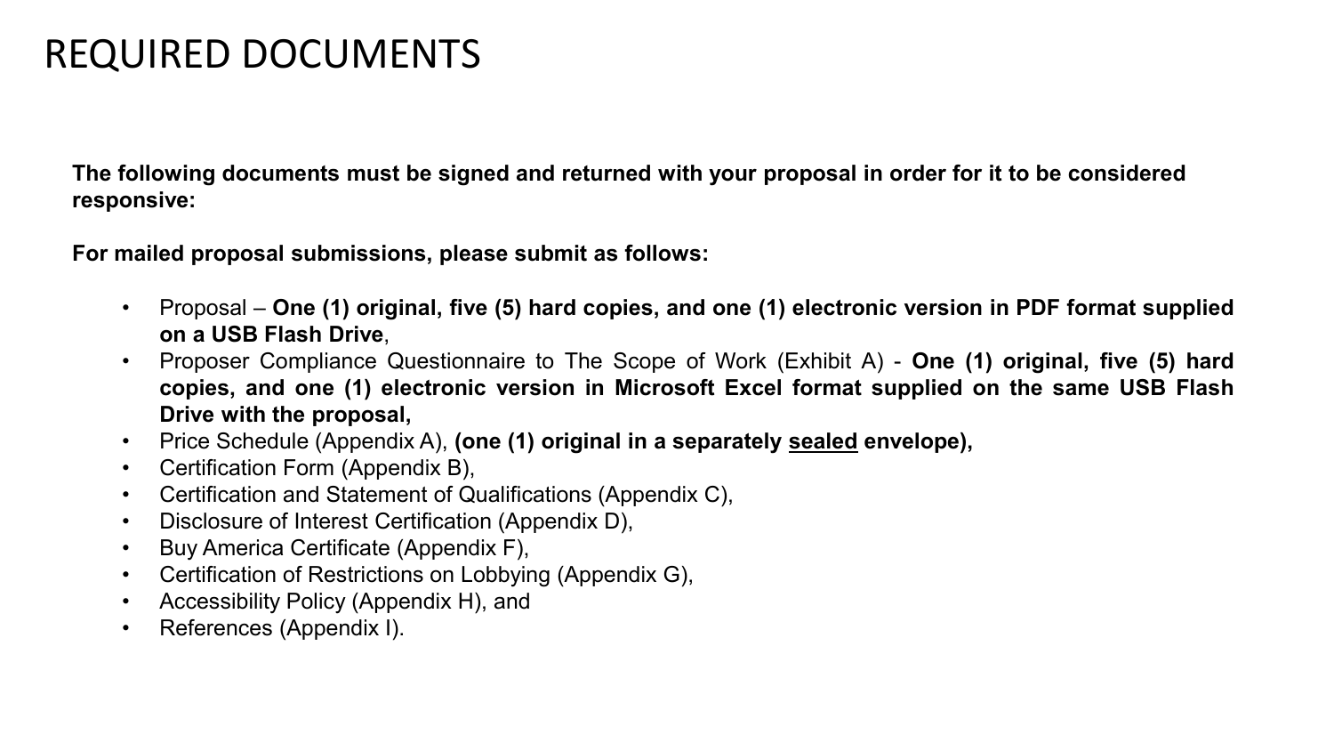# REQUIRED DOCUMENTS

**The following documents must be signed and returned with your proposal in order for it to be considered responsive:**

**For mailed proposal submissions, please submit as follows:**

- Proposal – **One (1) original, five (5) hard copies, and one (1) electronic version in PDF format supplied on a USB Flash Drive**,
- Proposer Compliance Questionnaire to The Scope of Work (Exhibit A) - **One (1) original, five (5) hard copies, and one (1) electronic version in Microsoft Excel format supplied on the same USB Flash Drive with the proposal,**
- Price Schedule (Appendix A), **(one (1) original in a separately <u>sealed</u> envelope),**
- Certification Form (Appendix B),
- Certification and Statement of Qualifications (Appendix C),
- Disclosure of Interest Certification (Appendix D),
- Buy America Certificate (Appendix F),
- Certification of Restrictions on Lobbying (Appendix G),
- Accessibility Policy (Appendix H), and
- References (Appendix I).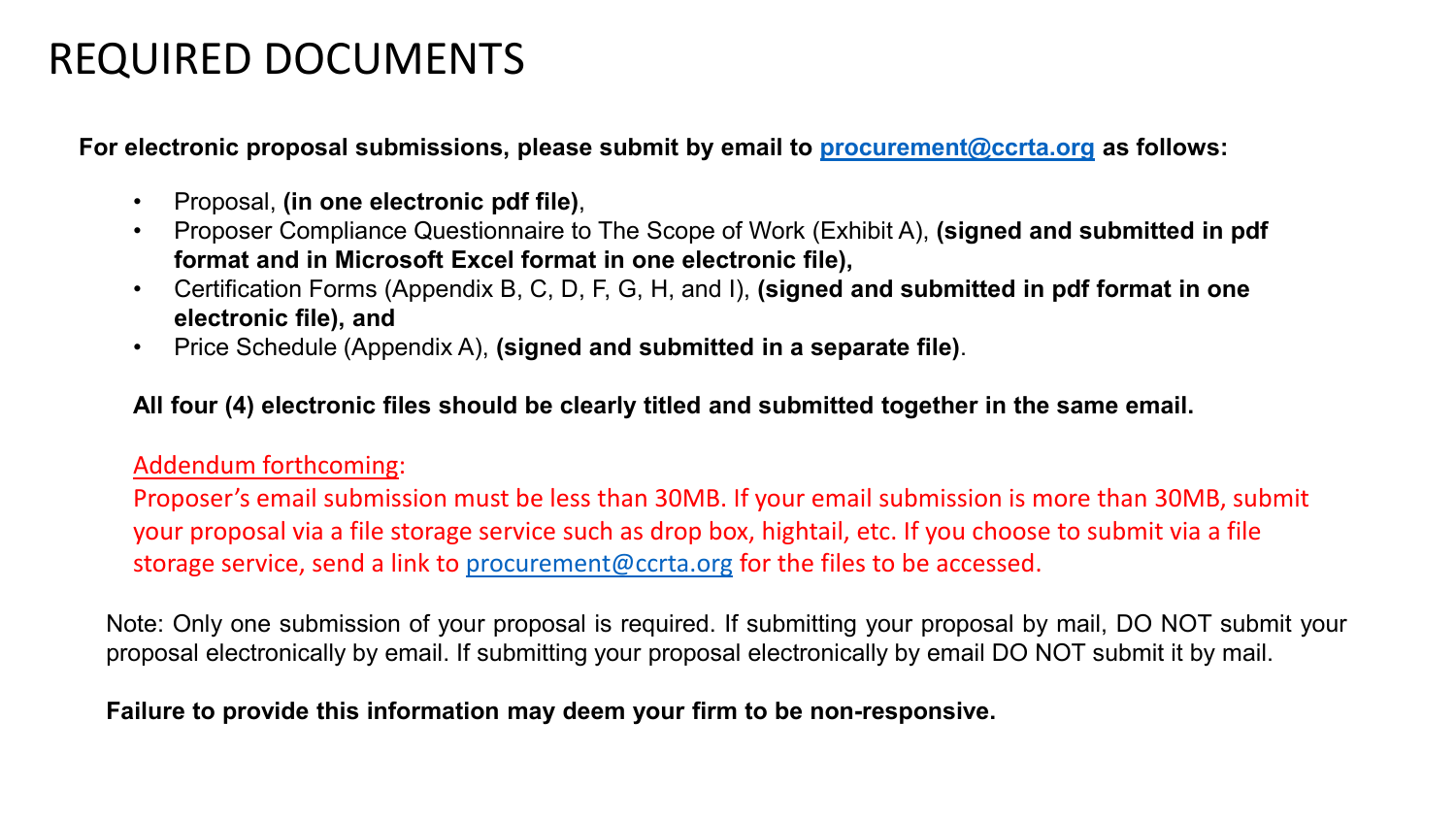# REQUIRED DOCUMENTS

**For electronic proposal submissions, please submit by email to procurement@ccrta.org as follows:**

- Proposal, **(in one electronic pdf file)**,
- Proposer Compliance Questionnaire to The Scope of Work (Exhibit A), **(signed and submitted in pdf format and in Microsoft Excel format in one electronic file),**
- Certification Forms (Appendix B, C, D, F, G, H, and I), **(signed and submitted in pdf format in one electronic file), and**
- Price Schedule (Appendix A), **(signed and submitted in a separate file)**.

**All four (4) electronic files should be clearly titled and submitted together in the same email.**

Addendum forthcoming:
Proposer's email submission must be less than 30MB. If your email submission is more than 30MB, submit your proposal via a file storage service such as drop box, hightail, etc. If you choose to submit via a file storage service, send a link to procurement@ccrta.org for the files to be accessed.

Note: Only one submission of your proposal is required. If submitting your proposal by mail, DO NOT submit your proposal electronically by email. If submitting your proposal electronically by email DO NOT submit it by mail.

**Failure to provide this information may deem your firm to be non-responsive.**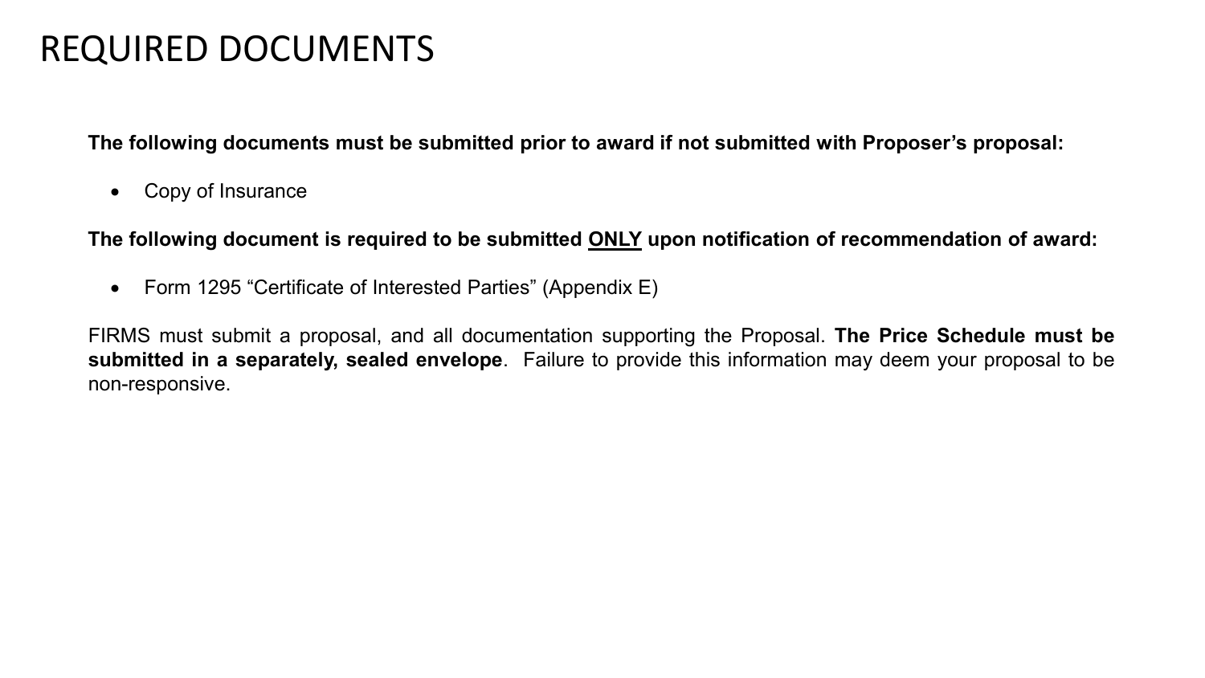# REQUIRED DOCUMENTS

**The following documents must be submitted prior to award if not submitted with Proposer's proposal:**

- Copy of Insurance

**The following document is required to be submitted <u>ONLY</u> upon notification of recommendation of award:**

- Form 1295 "Certificate of Interested Parties" (Appendix E)

FIRMS must submit a proposal, and all documentation supporting the Proposal. **The Price Schedule must be submitted in a separately, sealed envelope**. Failure to provide this information may deem your proposal to be non-responsive.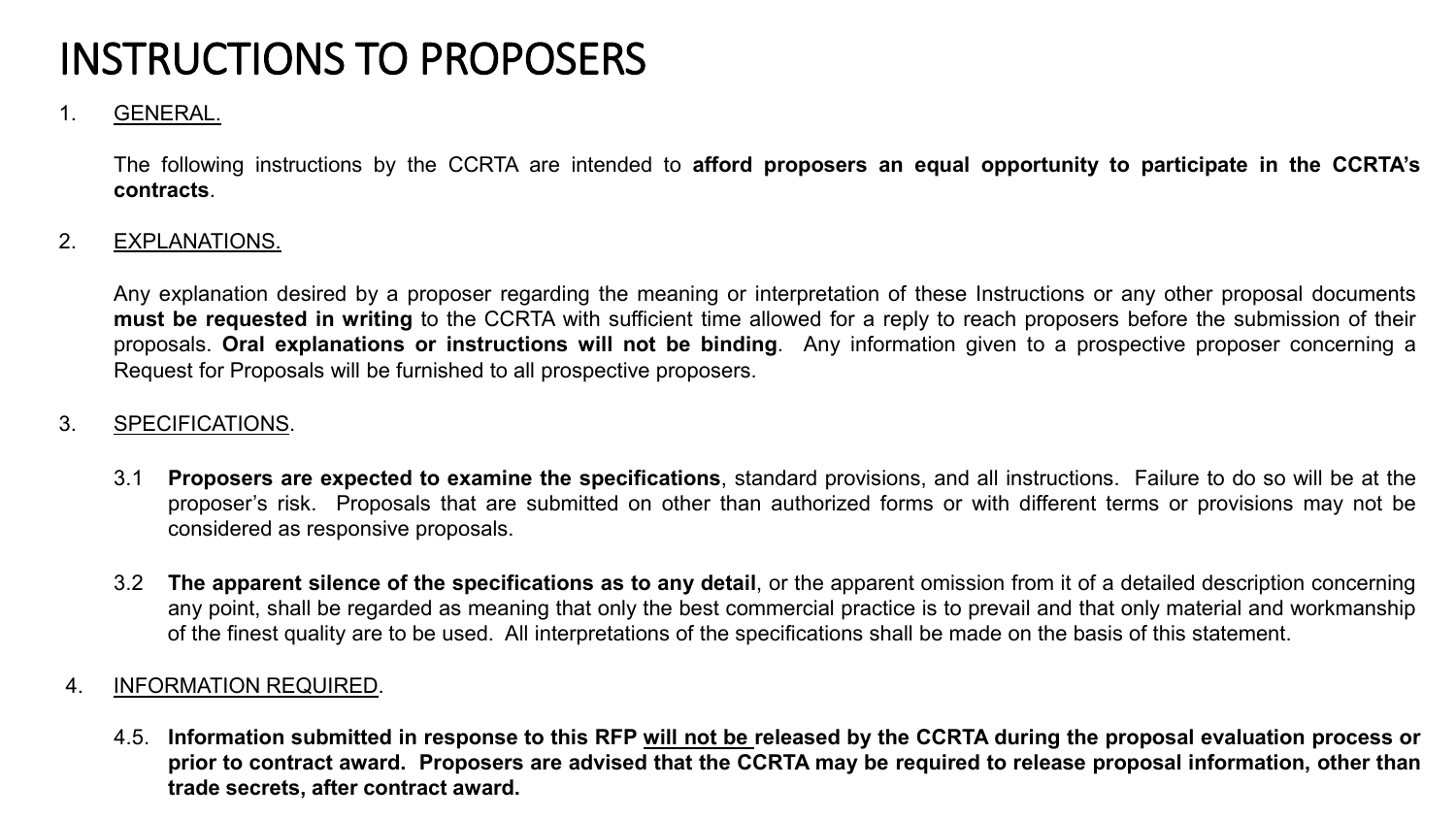# INSTRUCTIONS TO PROPOSERS

1. GENERAL.

   The following instructions by the CCRTA are intended to **afford proposers an equal opportunity to participate in the CCRTA's contracts**.

2. EXPLANATIONS.

   Any explanation desired by a proposer regarding the meaning or interpretation of these Instructions or any other proposal documents **must be requested in writing** to the CCRTA with sufficient time allowed for a reply to reach proposers before the submission of their proposals. **Oral explanations or instructions will not be binding**. Any information given to a prospective proposer concerning a Request for Proposals will be furnished to all prospective proposers.

3. SPECIFICATIONS.

   3.1 **Proposers are expected to examine the specifications**, standard provisions, and all instructions. Failure to do so will be at the proposer's risk. Proposals that are submitted on other than authorized forms or with different terms or provisions may not be considered as responsive proposals.

   3.2 **The apparent silence of the specifications as to any detail**, or the apparent omission from it of a detailed description concerning any point, shall be regarded as meaning that only the best commercial practice is to prevail and that only material and workmanship of the finest quality are to be used. All interpretations of the specifications shall be made on the basis of this statement.

4. INFORMATION REQUIRED.

   4.5. **Information submitted in response to this RFP will not be released by the CCRTA during the proposal evaluation process or prior to contract award. Proposers are advised that the CCRTA may be required to release proposal information, other than trade secrets, after contract award.**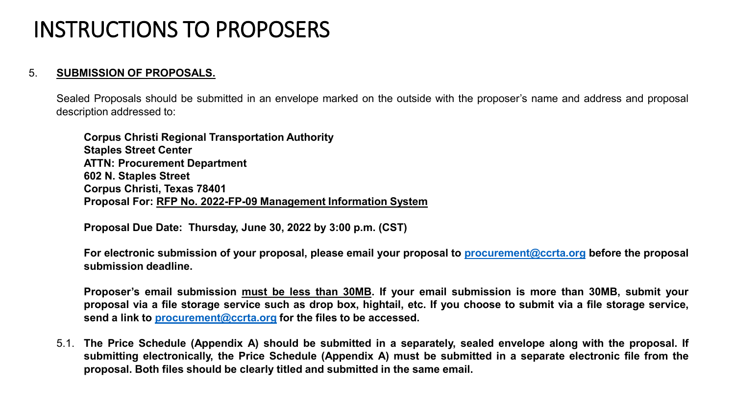# INSTRUCTIONS TO PROPOSERS

5. **SUBMISSION OF PROPOSALS.**

Sealed Proposals should be submitted in an envelope marked on the outside with the proposer's name and address and proposal description addressed to:

**Corpus Christi Regional Transportation Authority**
**Staples Street Center**
**ATTN: Procurement Department**
**602 N. Staples Street**
**Corpus Christi, Texas 78401**
**Proposal For: RFP No. 2022-FP-09 Management Information System**

**Proposal Due Date: Thursday, June 30, 2022 by 3:00 p.m. (CST)**

**For electronic submission of your proposal, please email your proposal to procurement@ccrta.org before the proposal submission deadline.**

**Proposer's email submission must be less than 30MB. If your email submission is more than 30MB, submit your proposal via a file storage service such as drop box, hightail, etc. If you choose to submit via a file storage service, send a link to procurement@ccrta.org for the files to be accessed.**

5.1. **The Price Schedule (Appendix A) should be submitted in a separately, sealed envelope along with the proposal. If submitting electronically, the Price Schedule (Appendix A) must be submitted in a separate electronic file from the proposal. Both files should be clearly titled and submitted in the same email.**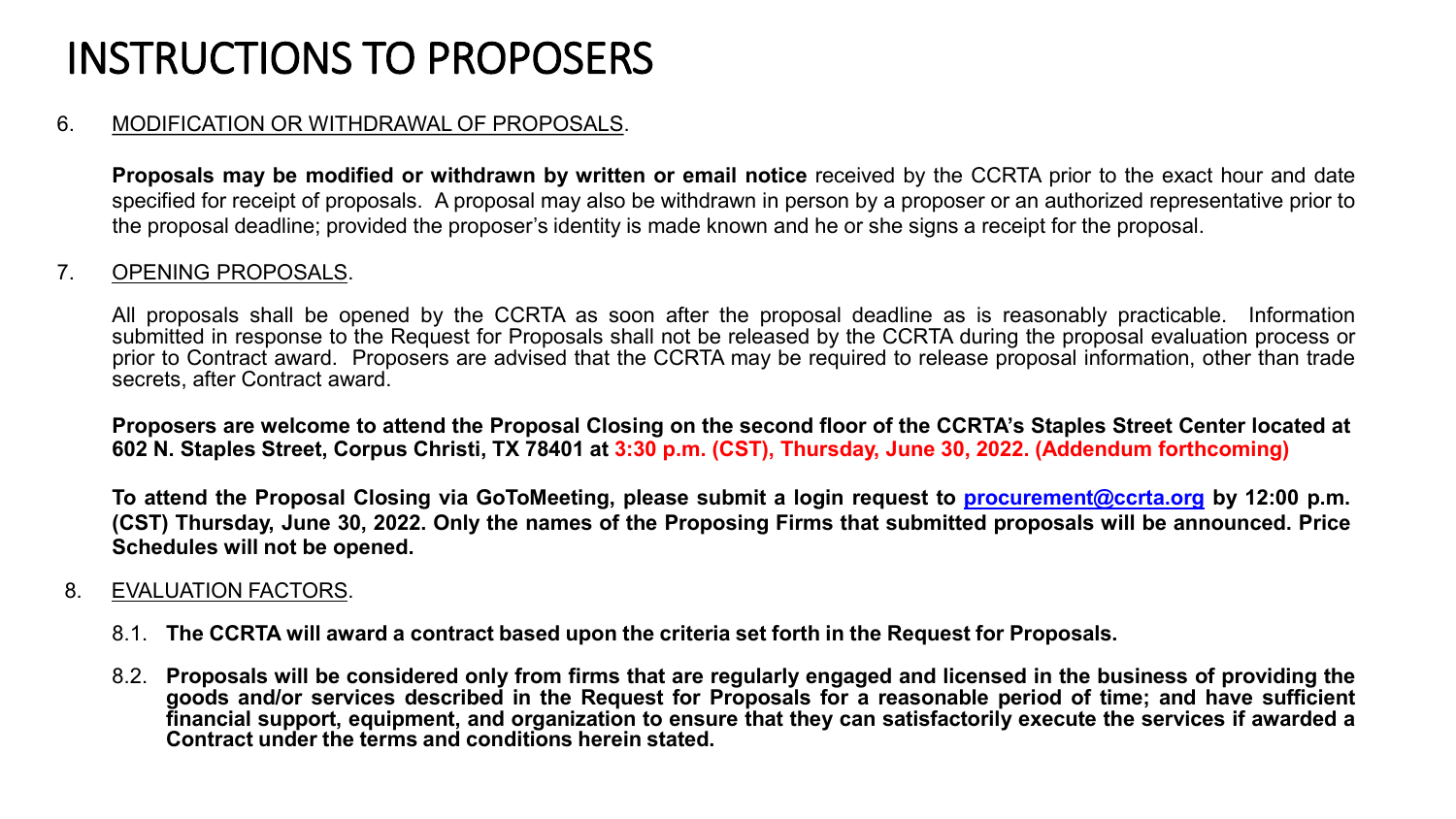# INSTRUCTIONS TO PROPOSERS

6. MODIFICATION OR WITHDRAWAL OF PROPOSALS.

   **Proposals may be modified or withdrawn by written or email notice** received by the CCRTA prior to the exact hour and date specified for receipt of proposals. A proposal may also be withdrawn in person by a proposer or an authorized representative prior to the proposal deadline; provided the proposer's identity is made known and he or she signs a receipt for the proposal.

7. OPENING PROPOSALS.

   All proposals shall be opened by the CCRTA as soon after the proposal deadline as is reasonably practicable. Information submitted in response to the Request for Proposals shall not be released by the CCRTA during the proposal evaluation process or prior to Contract award. Proposers are advised that the CCRTA may be required to release proposal information, other than trade secrets, after Contract award.

   **Proposers are welcome to attend the Proposal Closing on the second floor of the CCRTA's Staples Street Center located at 602 N. Staples Street, Corpus Christi, TX 78401 at 3:30 p.m. (CST), Thursday, June 30, 2022. (Addendum forthcoming)**

   **To attend the Proposal Closing via GoToMeeting, please submit a login request to procurement@ccrta.org by 12:00 p.m. (CST) Thursday, June 30, 2022. Only the names of the Proposing Firms that submitted proposals will be announced. Price Schedules will not be opened.**

8. EVALUATION FACTORS.

   8.1. **The CCRTA will award a contract based upon the criteria set forth in the Request for Proposals.**

   8.2. **Proposals will be considered only from firms that are regularly engaged and licensed in the business of providing the goods and/or services described in the Request for Proposals for a reasonable period of time; and have sufficient financial support, equipment, and organization to ensure that they can satisfactorily execute the services if awarded a Contract under the terms and conditions herein stated.**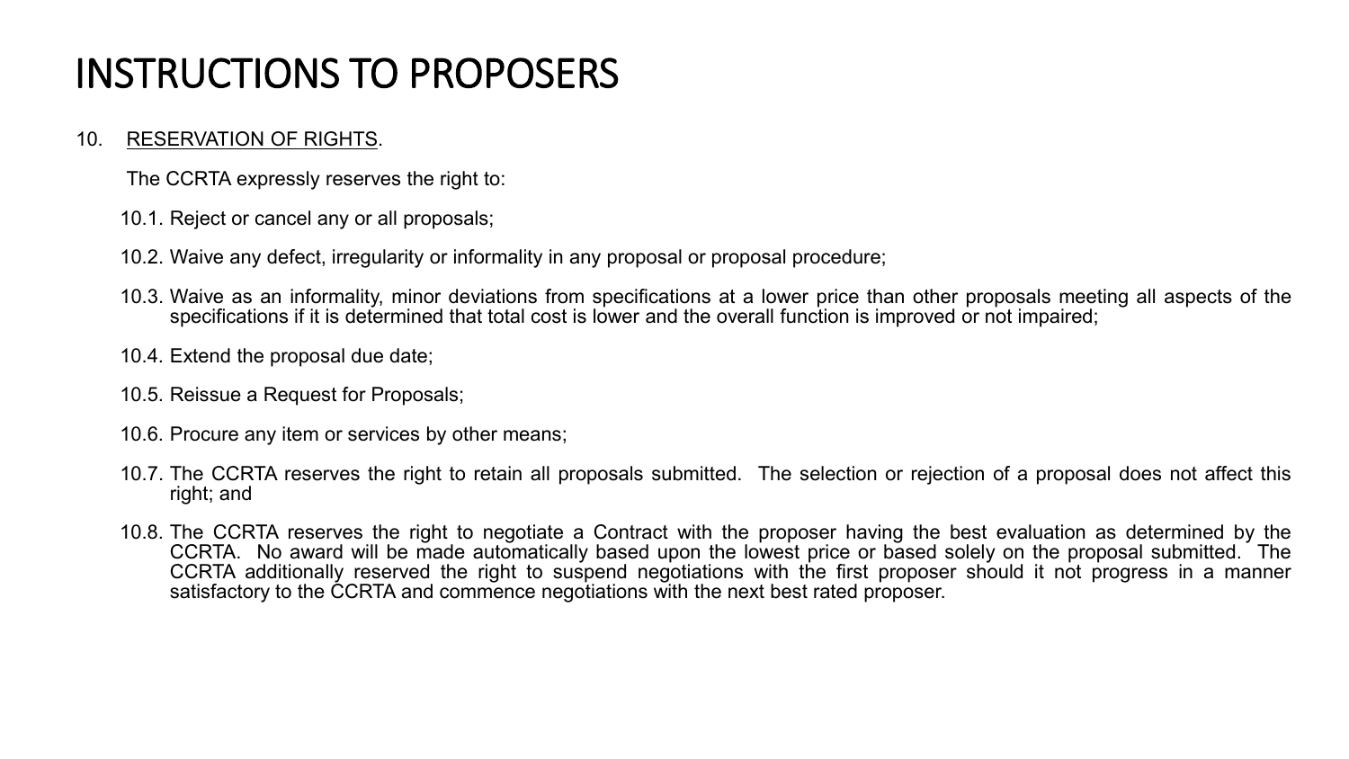# INSTRUCTIONS TO PROPOSERS

10. <u>RESERVATION OF RIGHTS</u>.

The CCRTA expressly reserves the right to:

10.1. Reject or cancel any or all proposals;

10.2. Waive any defect, irregularity or informality in any proposal or proposal procedure;

10.3. Waive as an informality, minor deviations from specifications at a lower price than other proposals meeting all aspects of the specifications if it is determined that total cost is lower and the overall function is improved or not impaired;

10.4. Extend the proposal due date;

10.5. Reissue a Request for Proposals;

10.6. Procure any item or services by other means;

10.7. The CCRTA reserves the right to retain all proposals submitted. The selection or rejection of a proposal does not affect this right; and

10.8. The CCRTA reserves the right to negotiate a Contract with the proposer having the best evaluation as determined by the CCRTA. No award will be made automatically based upon the lowest price or based solely on the proposal submitted. The CCRTA additionally reserved the right to suspend negotiations with the first proposer should it not progress in a manner satisfactory to the CCRTA and commence negotiations with the next best rated proposer.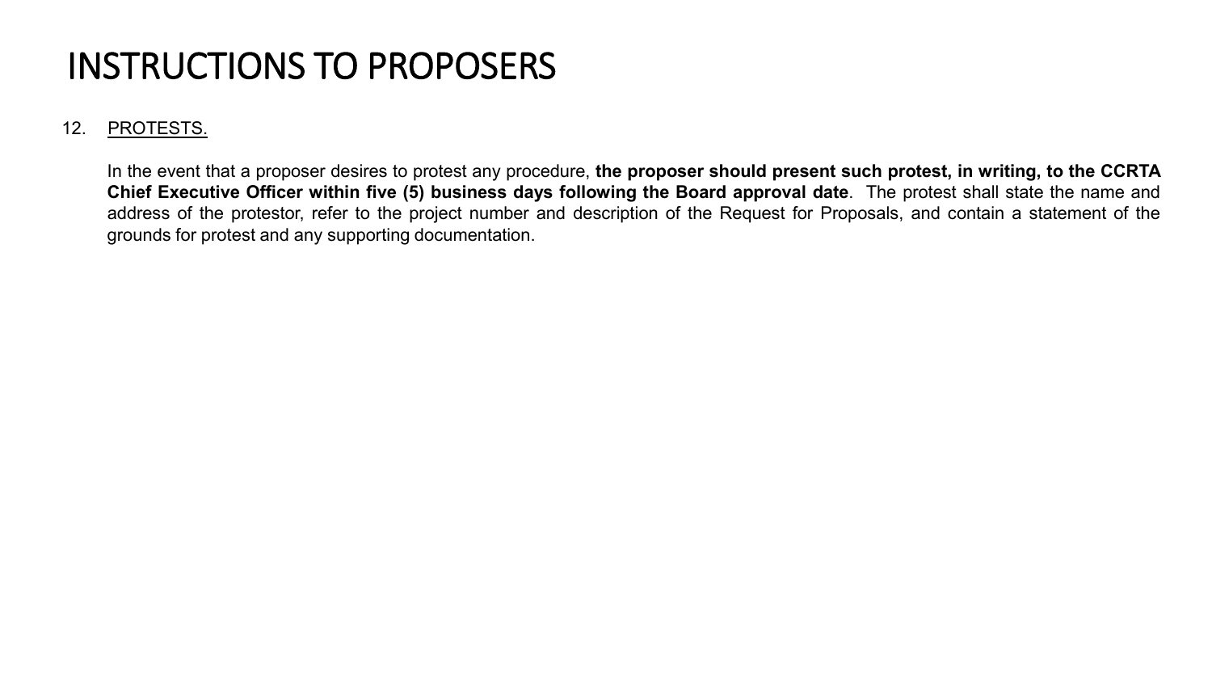# INSTRUCTIONS TO PROPOSERS

12. PROTESTS.

In the event that a proposer desires to protest any procedure, **the proposer should present such protest, in writing, to the CCRTA Chief Executive Officer within five (5) business days following the Board approval date**. The protest shall state the name and address of the protestor, refer to the project number and description of the Request for Proposals, and contain a statement of the grounds for protest and any supporting documentation.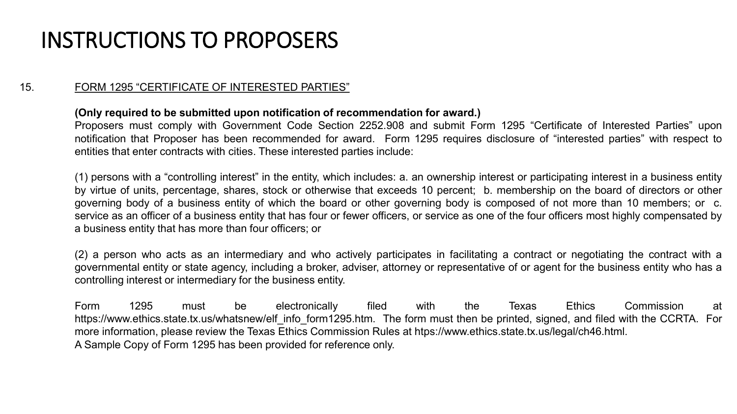# INSTRUCTIONS TO PROPOSERS

15. FORM 1295 "CERTIFICATE OF INTERESTED PARTIES"

**(Only required to be submitted upon notification of recommendation for award.)**
Proposers must comply with Government Code Section 2252.908 and submit Form 1295 "Certificate of Interested Parties" upon notification that Proposer has been recommended for award. Form 1295 requires disclosure of "interested parties" with respect to entities that enter contracts with cities. These interested parties include:

(1) persons with a "controlling interest" in the entity, which includes: a. an ownership interest or participating interest in a business entity by virtue of units, percentage, shares, stock or otherwise that exceeds 10 percent; b. membership on the board of directors or other governing body of a business entity of which the board or other governing body is composed of not more than 10 members; or c. service as an officer of a business entity that has four or fewer officers, or service as one of the four officers most highly compensated by a business entity that has more than four officers; or

(2) a person who acts as an intermediary and who actively participates in facilitating a contract or negotiating the contract with a governmental entity or state agency, including a broker, adviser, attorney or representative of or agent for the business entity who has a controlling interest or intermediary for the business entity.

Form 1295 must be electronically filed with the Texas Ethics Commission at https://www.ethics.state.tx.us/whatsnew/elf_info_form1295.htm. The form must then be printed, signed, and filed with the CCRTA. For more information, please review the Texas Ethics Commission Rules at htps://www.ethics.state.tx.us/legal/ch46.html.
A Sample Copy of Form 1295 has been provided for reference only.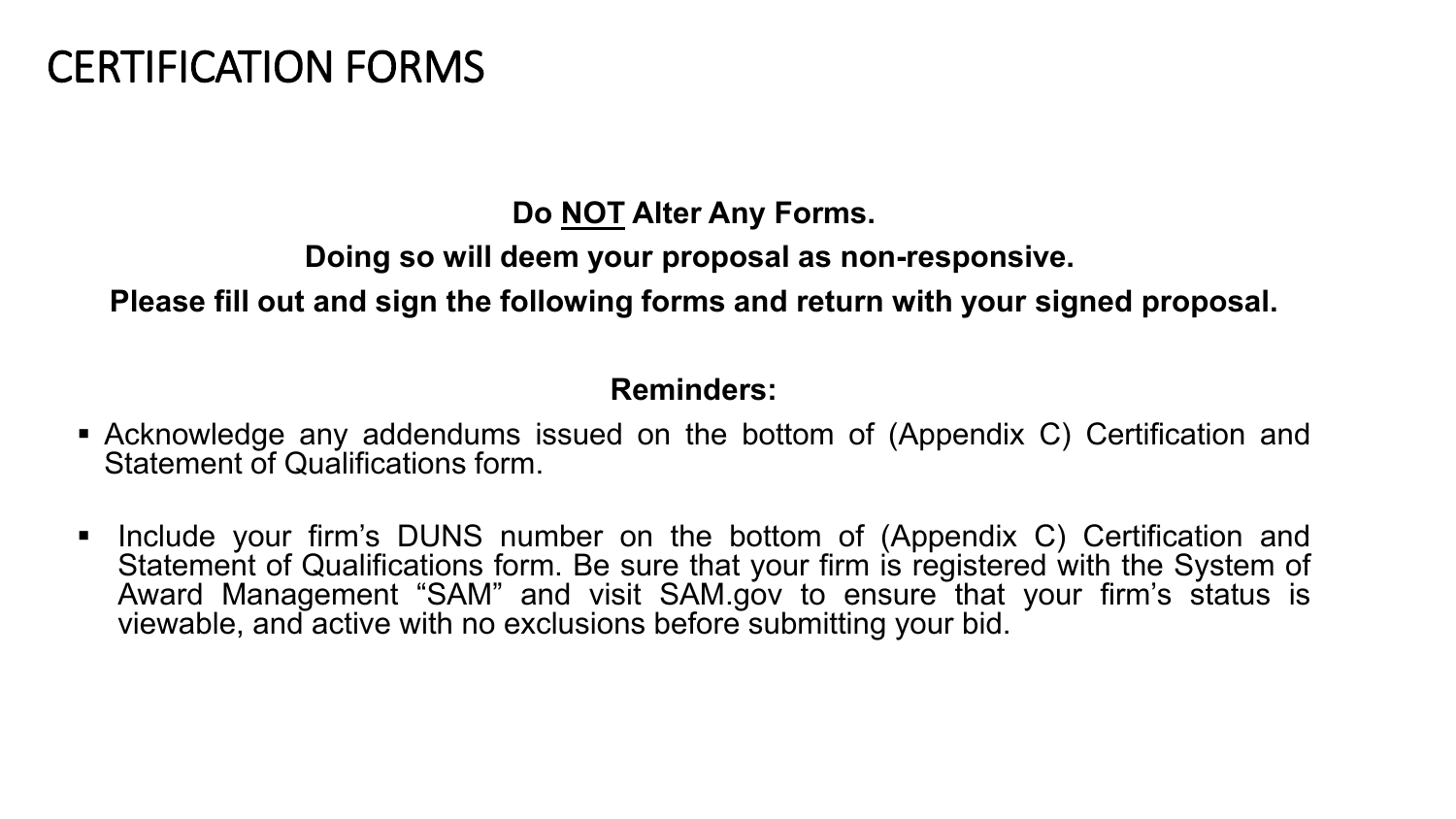# CERTIFICATION FORMS

**Do <u>NOT</u> Alter Any Forms.**

**Doing so will deem your proposal as non-responsive.**

**Please fill out and sign the following forms and return with your signed proposal.**

**Reminders:**

- Acknowledge any addendums issued on the bottom of (Appendix C) Certification and Statement of Qualifications form.
- Include your firm's DUNS number on the bottom of (Appendix C) Certification and Statement of Qualifications form. Be sure that your firm is registered with the System of Award Management "SAM" and visit SAM.gov to ensure that your firm's status is viewable, and active with no exclusions before submitting your bid.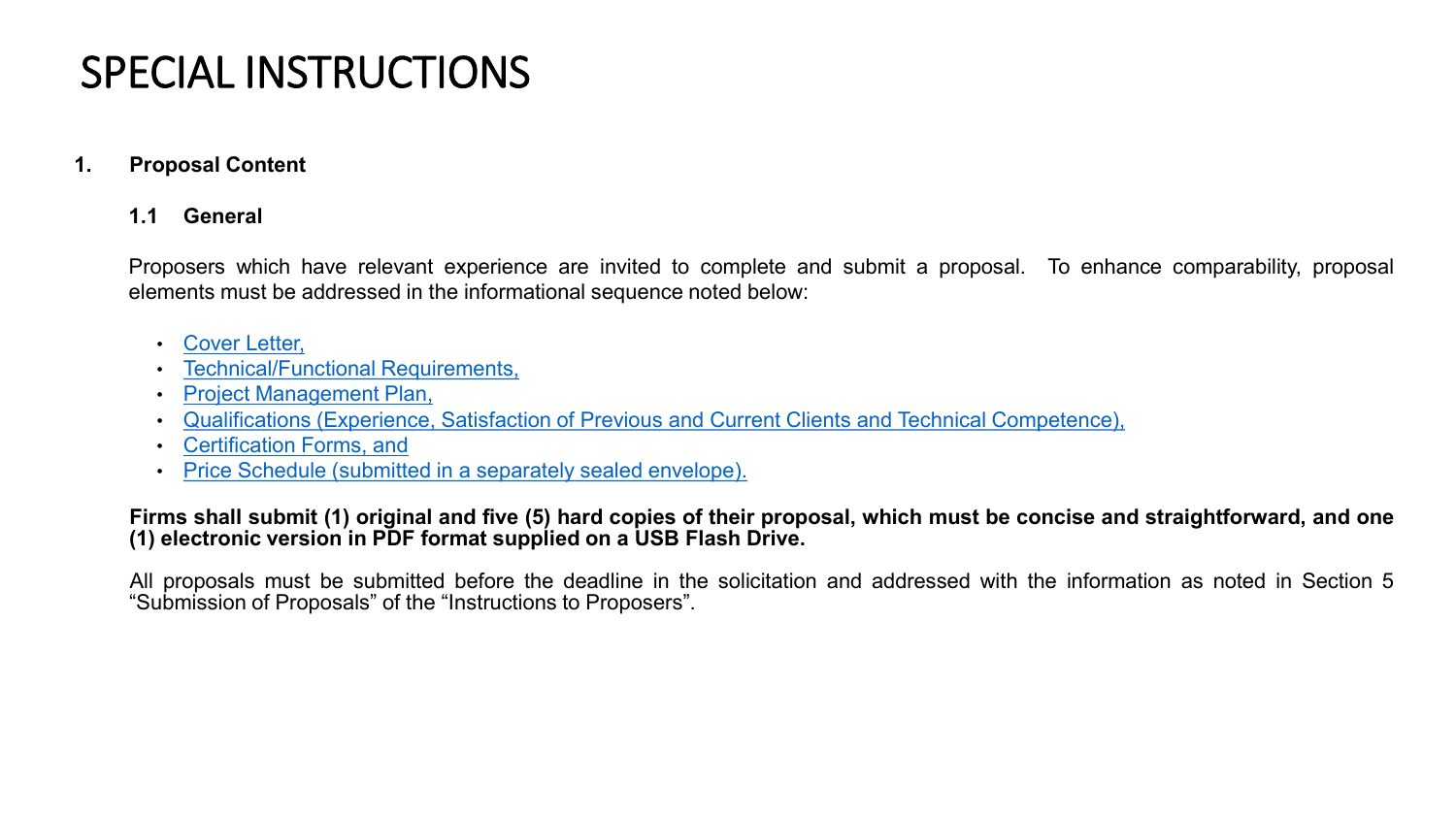# SPECIAL INSTRUCTIONS

**1. Proposal Content**

**1.1 General**

Proposers which have relevant experience are invited to complete and submit a proposal. To enhance comparability, proposal elements must be addressed in the informational sequence noted below:

- Cover Letter,
- Technical/Functional Requirements,
- Project Management Plan,
- Qualifications (Experience, Satisfaction of Previous and Current Clients and Technical Competence),
- Certification Forms, and
- Price Schedule (submitted in a separately sealed envelope).

**Firms shall submit (1) original and five (5) hard copies of their proposal, which must be concise and straightforward, and one (1) electronic version in PDF format supplied on a USB Flash Drive.**

All proposals must be submitted before the deadline in the solicitation and addressed with the information as noted in Section 5 "Submission of Proposals" of the "Instructions to Proposers".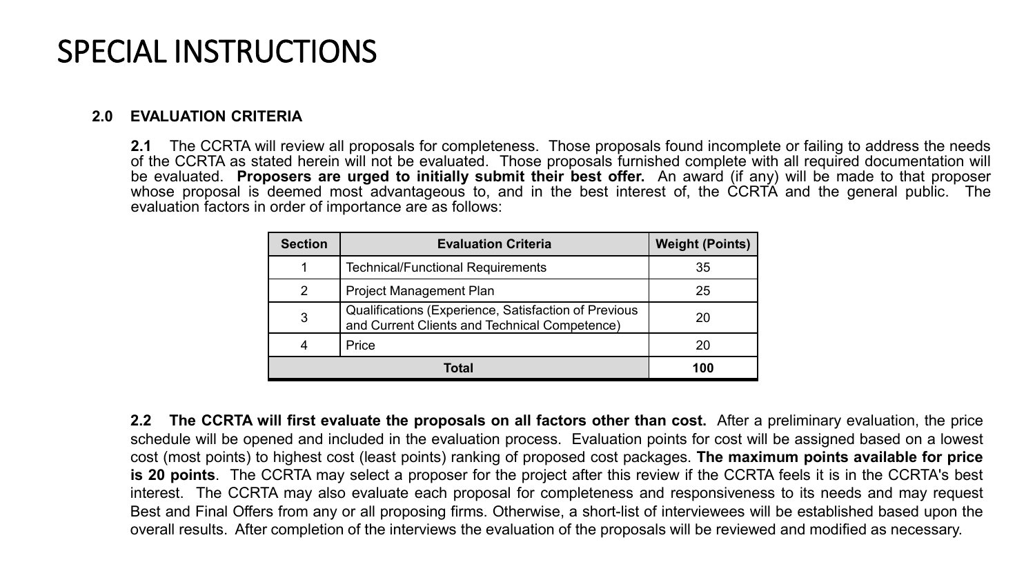# SPECIAL INSTRUCTIONS

### 2.0 EVALUATION CRITERIA

**2.1** The CCRTA will review all proposals for completeness. Those proposals found incomplete or failing to address the needs of the CCRTA as stated herein will not be evaluated. Those proposals furnished complete with all required documentation will be evaluated. **Proposers are urged to initially submit their best offer.** An award (if any) will be made to that proposer whose proposal is deemed most advantageous to, and in the best interest of, the CCRTA and the general public. The evaluation factors in order of importance are as follows:

| Section | Evaluation Criteria | Weight (Points) |
|---|---|---|
| 1 | Technical/Functional Requirements | 35 |
| 2 | Project Management Plan | 25 |
| 3 | Qualifications (Experience, Satisfaction of Previous and Current Clients and Technical Competence) | 20 |
| 4 | Price | 20 |
| **Total** | | **100** |

**2.2 The CCRTA will first evaluate the proposals on all factors other than cost.** After a preliminary evaluation, the price schedule will be opened and included in the evaluation process. Evaluation points for cost will be assigned based on a lowest cost (most points) to highest cost (least points) ranking of proposed cost packages. **The maximum points available for price is 20 points**. The CCRTA may select a proposer for the project after this review if the CCRTA feels it is in the CCRTA's best interest. The CCRTA may also evaluate each proposal for completeness and responsiveness to its needs and may request Best and Final Offers from any or all proposing firms. Otherwise, a short-list of interviewees will be established based upon the overall results. After completion of the interviews the evaluation of the proposals will be reviewed and modified as necessary.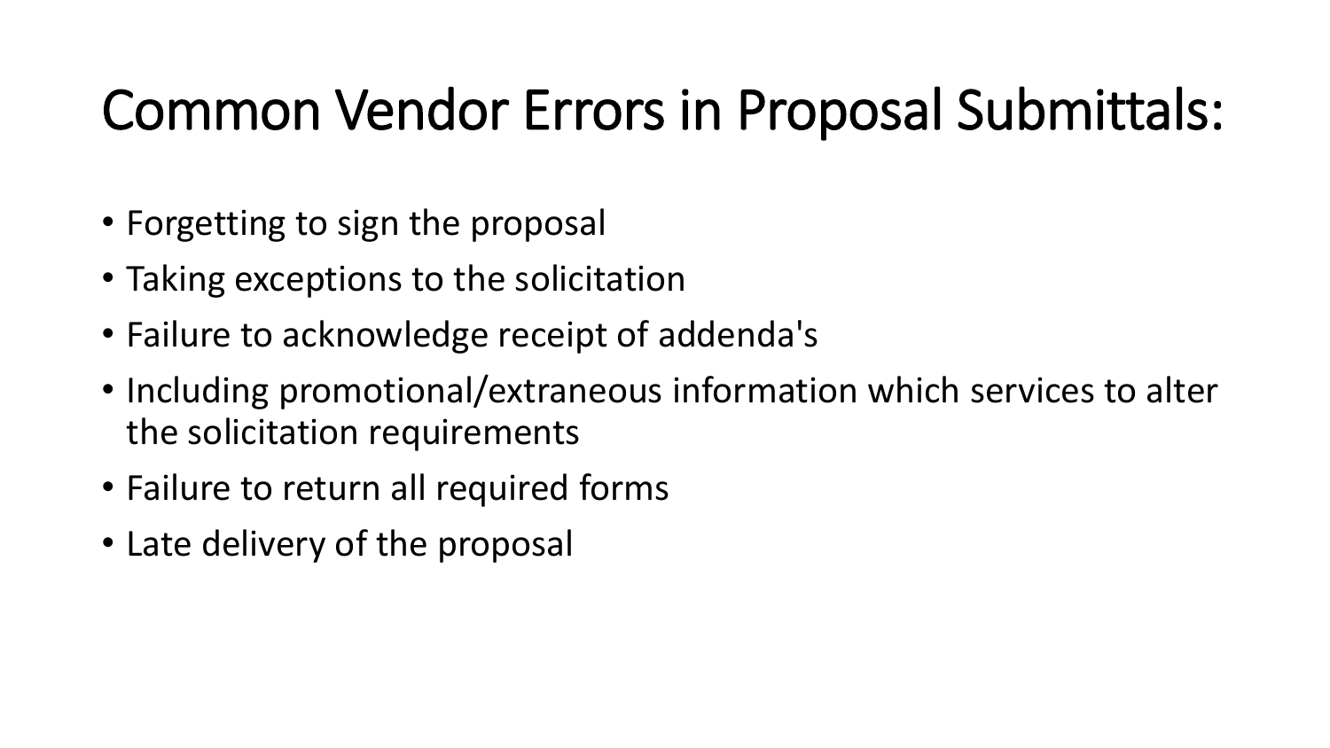# Common Vendor Errors in Proposal Submittals:

- Forgetting to sign the proposal
- Taking exceptions to the solicitation
- Failure to acknowledge receipt of addenda's
- Including promotional/extraneous information which services to alter the solicitation requirements
- Failure to return all required forms
- Late delivery of the proposal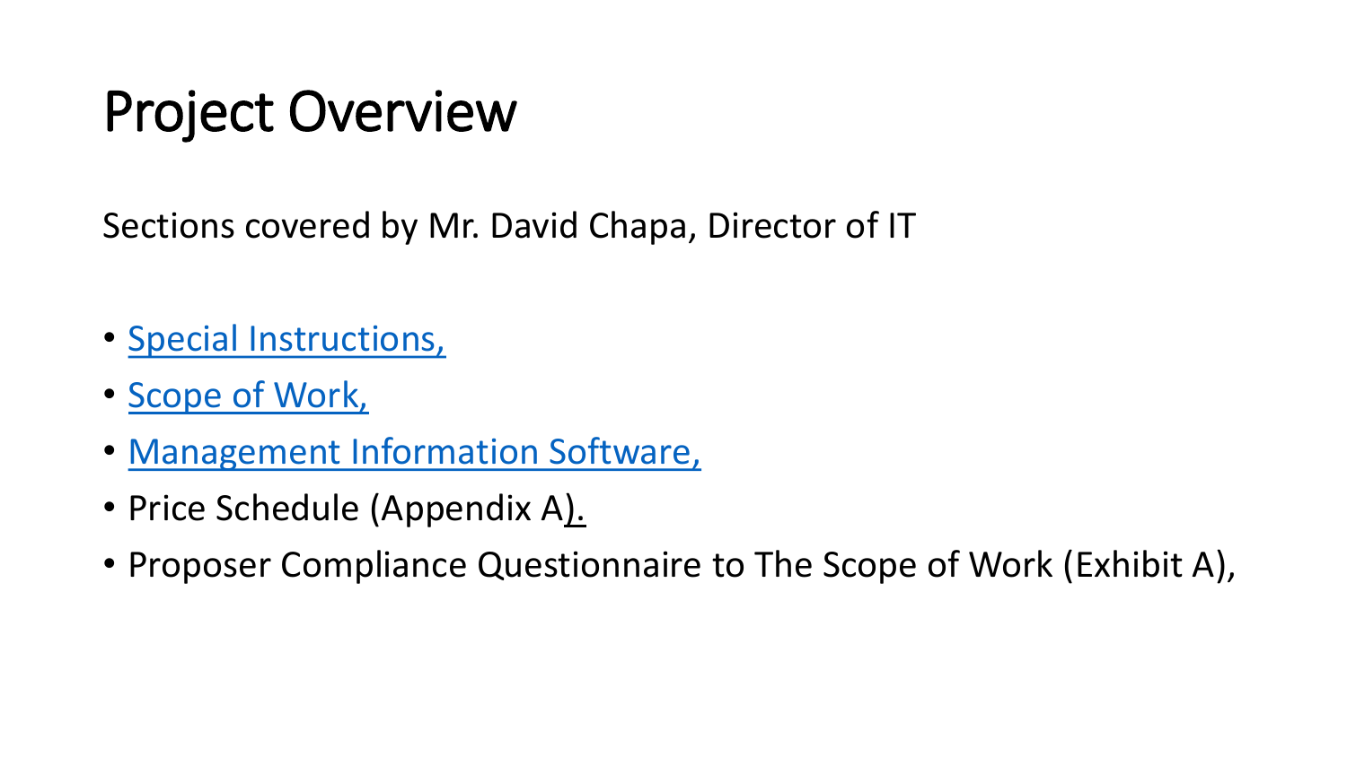# Project Overview

Sections covered by Mr. David Chapa, Director of IT

- Special Instructions,
- Scope of Work,
- Management Information Software,
- Price Schedule (Appendix A).
- Proposer Compliance Questionnaire to The Scope of Work (Exhibit A),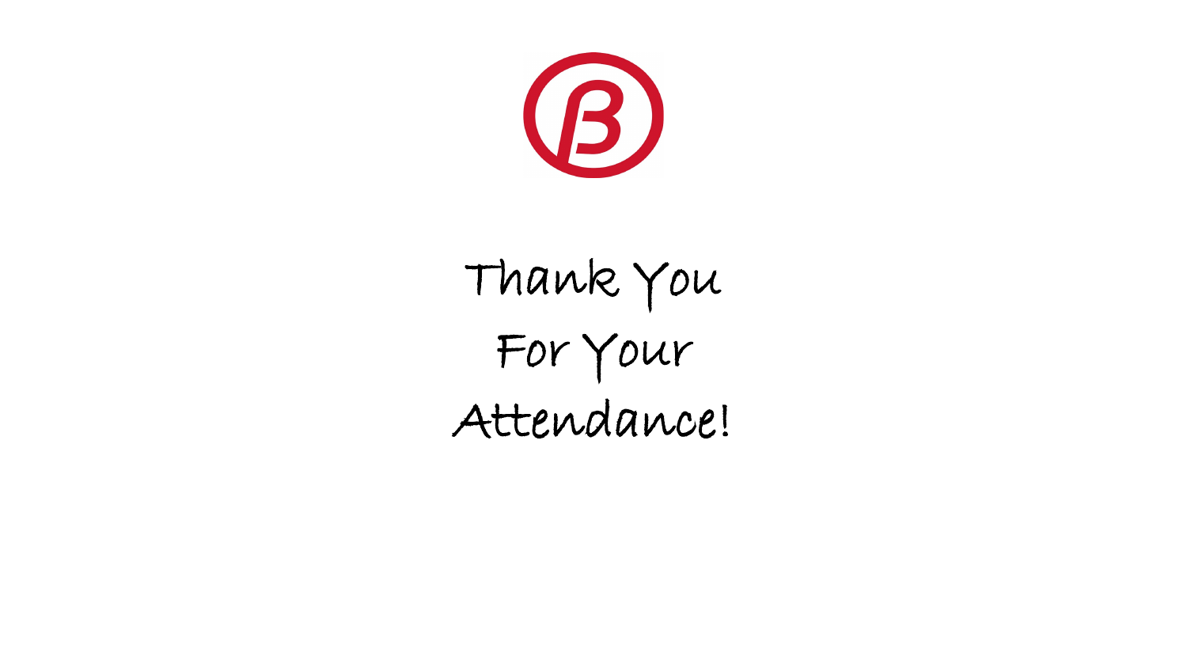Thank You

For Your

Attendance!